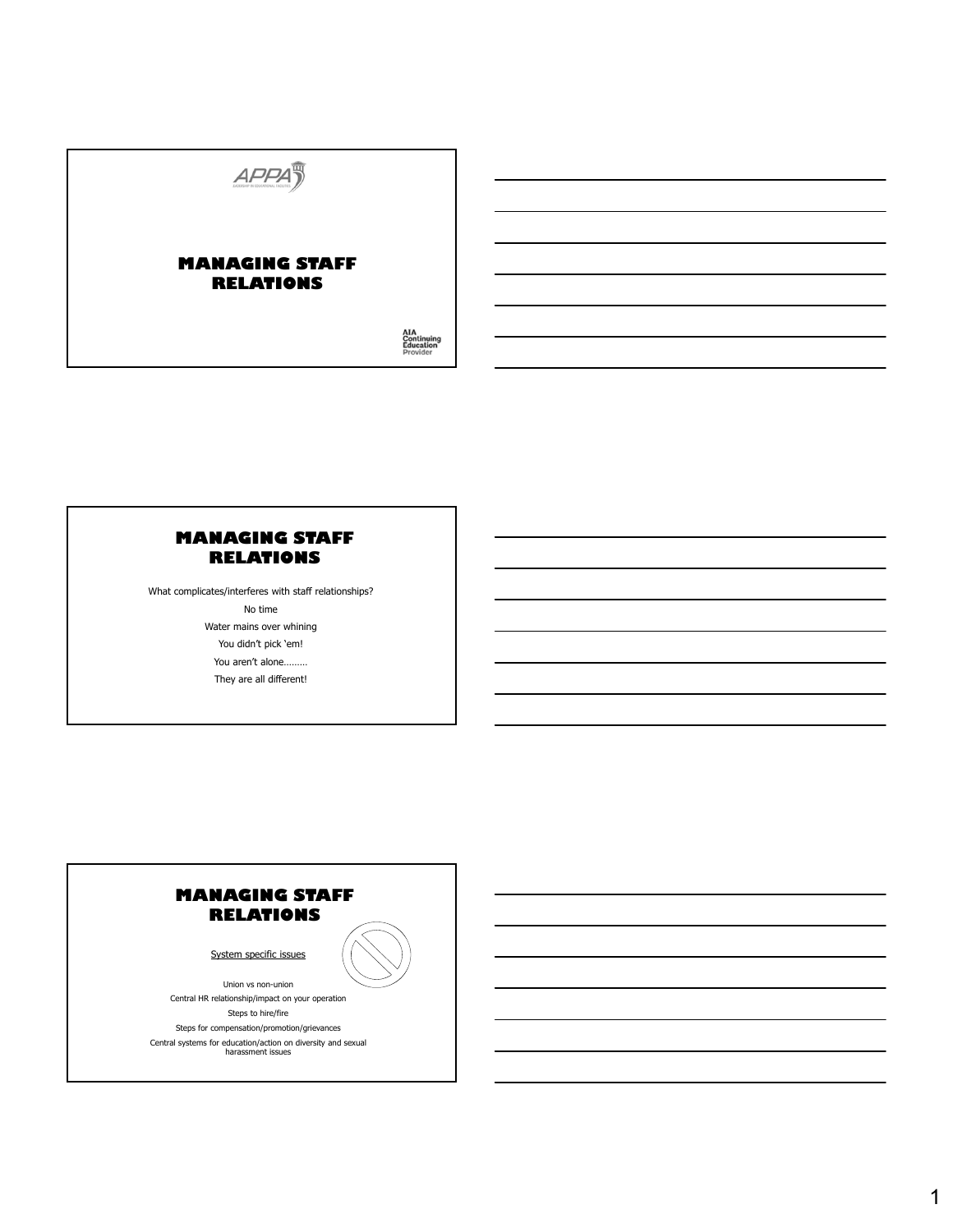APPA

# MANAGING STAFF RELATIONS

AIA Continuing Education Provider

# MANAGING STAFF RELATIONS

What complicates/interferes with staff relationships?

No time

Water mains over whining

You didn't pick 'em!

You aren't alone………

They are all different!

# MANAGING STAFF RELATIONS

System specific issues

Union vs non-union

Central HR relationship/impact on your operation

Steps to hire/fire

Steps for compensation/promotion/grievances

Central systems for education/action on diversity and sexual harassment issues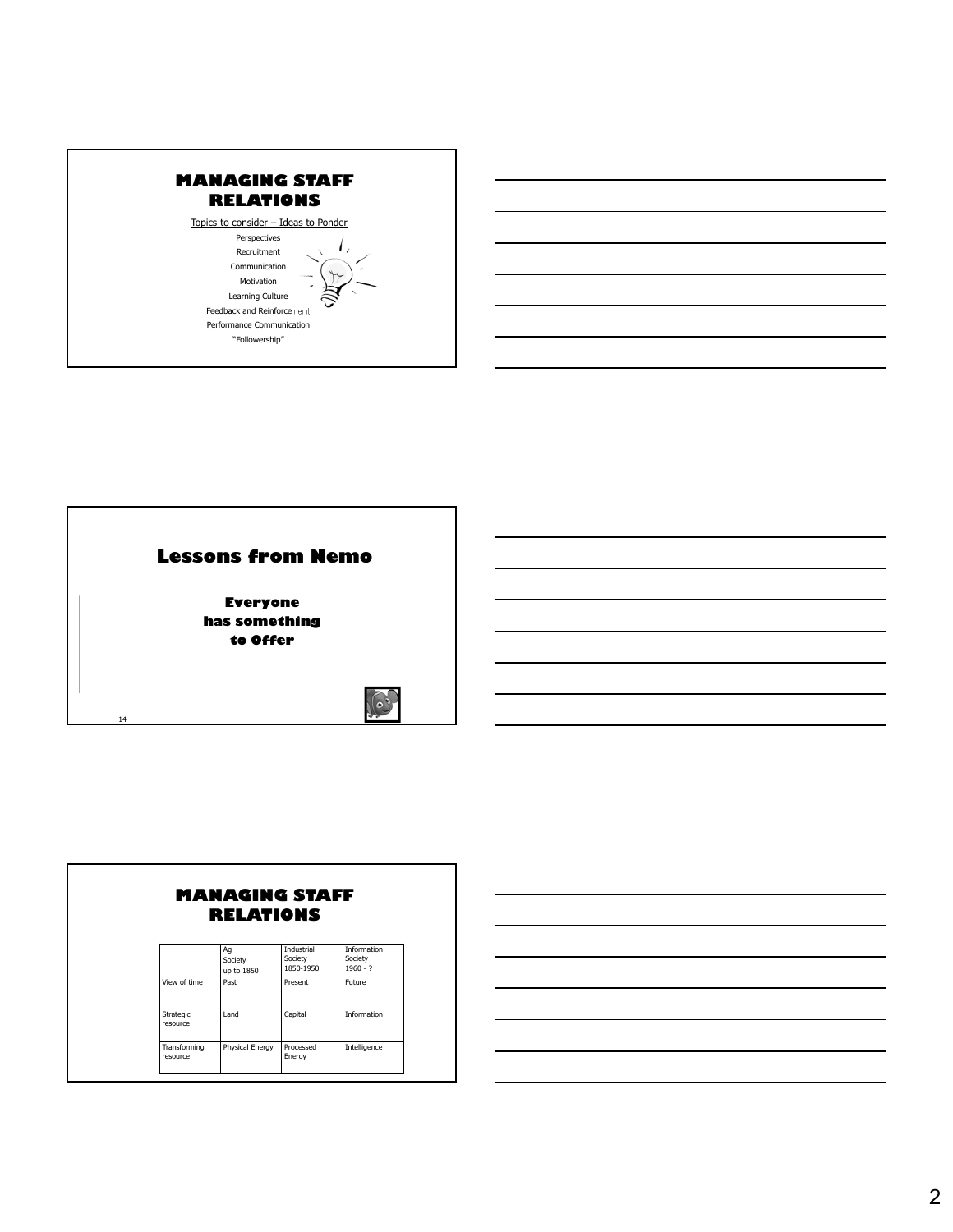# MANAGING STAFF RELATIONS

Topics to consider – Ideas to Ponder

Perspectives
Recruitment
Communication
Motivation
Learning Culture
Feedback and Reinforcement
Performance Communication
"Followership"

# Lessons from Nemo

**Everyone has something to Offer**

# MANAGING STAFF RELATIONS

| | Ag Society up to 1850 | Industrial Society 1850-1950 | Information Society 1960 - ? |
|---|---|---|---|
| View of time | Past | Present | Future |
| Strategic resource | Land | Capital | Information |
| Transforming resource | Physical Energy | Processed Energy | Intelligence |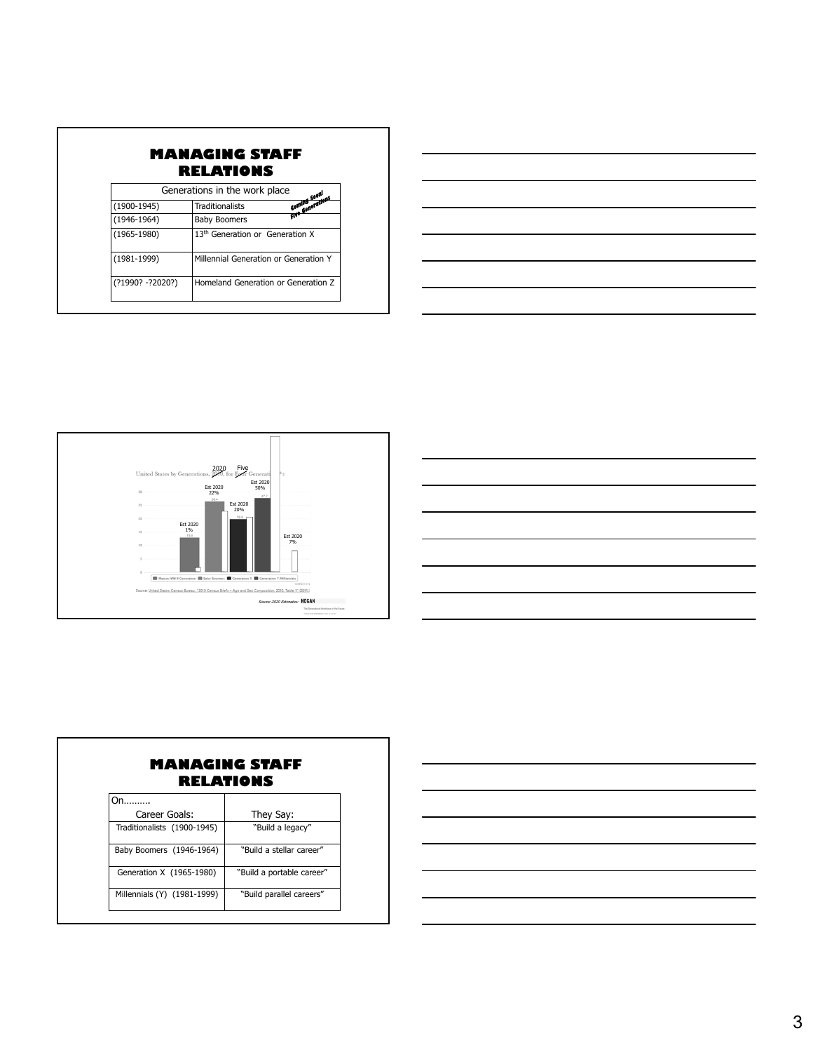## MANAGING STAFF RELATIONS

| Generations in the work place | Coming Soon! Five Generations |
|---|---|
| (1900-1945) | Traditionalists |
| (1946-1964) | Baby Boomers |
| (1965-1980) | 13th Generation or Generation X |
| (1981-1999) | Millennial Generation or Generation Y |
| (?1990? -?2020?) | Homeland Generation or Generation Z |

United States by Generations, ~~2010~~ 2020, for ~~Four~~ Five Generations

Est 2020 1%

Est 2020 22%

Est 2020 20%

Est 2020 50%

Est 2020 7%

Mature/ WW II Generation | Baby Boomers | Generation X | Generation Y: Millennials

Source: United States Census Bureau, "2010 Census Briefs – Age and Sex Composition: 2010, Table 1" (2011)

*Source 2020 Estimates:* HOGAN

## MANAGING STAFF RELATIONS

| On………. Career Goals: | They Say: |
|---|---|
| Traditionalists (1900-1945) | "Build a legacy" |
| Baby Boomers (1946-1964) | "Build a stellar career" |
| Generation X (1965-1980) | "Build a portable career" |
| Millennials (Y) (1981-1999) | "Build parallel careers" |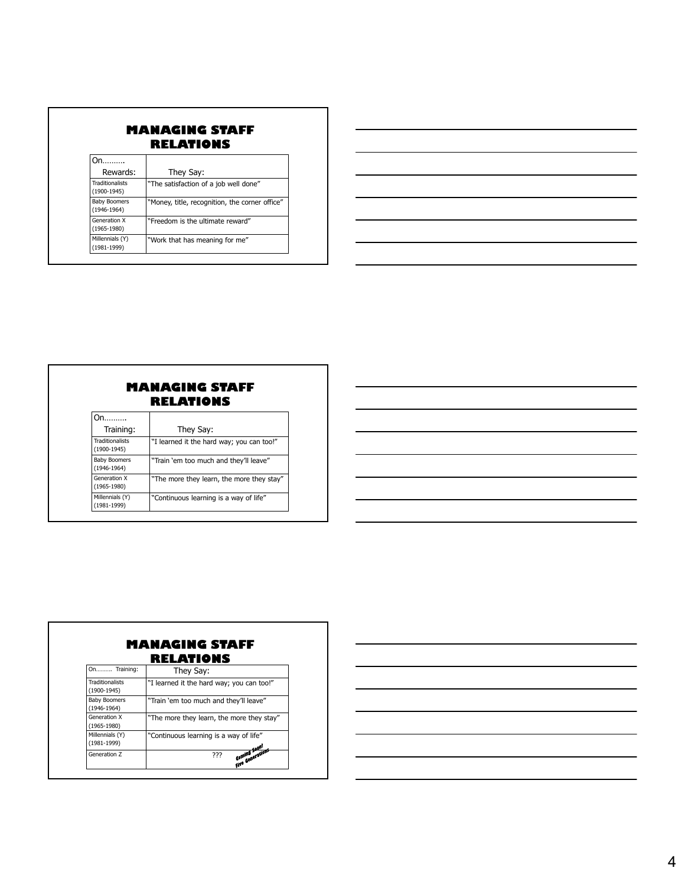## MANAGING STAFF RELATIONS

| On………. Rewards: | They Say: |
|---|---|
| Traditionalists (1900-1945) | "The satisfaction of a job well done" |
| Baby Boomers (1946-1964) | "Money, title, recognition, the corner office" |
| Generation X (1965-1980) | "Freedom is the ultimate reward" |
| Millennials (Y) (1981-1999) | "Work that has meaning for me" |

## MANAGING STAFF RELATIONS

| On………. Training: | They Say: |
|---|---|
| Traditionalists (1900-1945) | "I learned it the hard way; you can too!" |
| Baby Boomers (1946-1964) | "Train 'em too much and they'll leave" |
| Generation X (1965-1980) | "The more they learn, the more they stay" |
| Millennials (Y) (1981-1999) | "Continuous learning is a way of life" |

## MANAGING STAFF RELATIONS

| On………. Training: | They Say: |
|---|---|
| Traditionalists (1900-1945) | "I learned it the hard way; you can too!" |
| Baby Boomers (1946-1964) | "Train 'em too much and they'll leave" |
| Generation X (1965-1980) | "The more they learn, the more they stay" |
| Millennials (Y) (1981-1999) | "Continuous learning is a way of life" |
| Generation Z | ??? *Coming Soon! Five Generations* |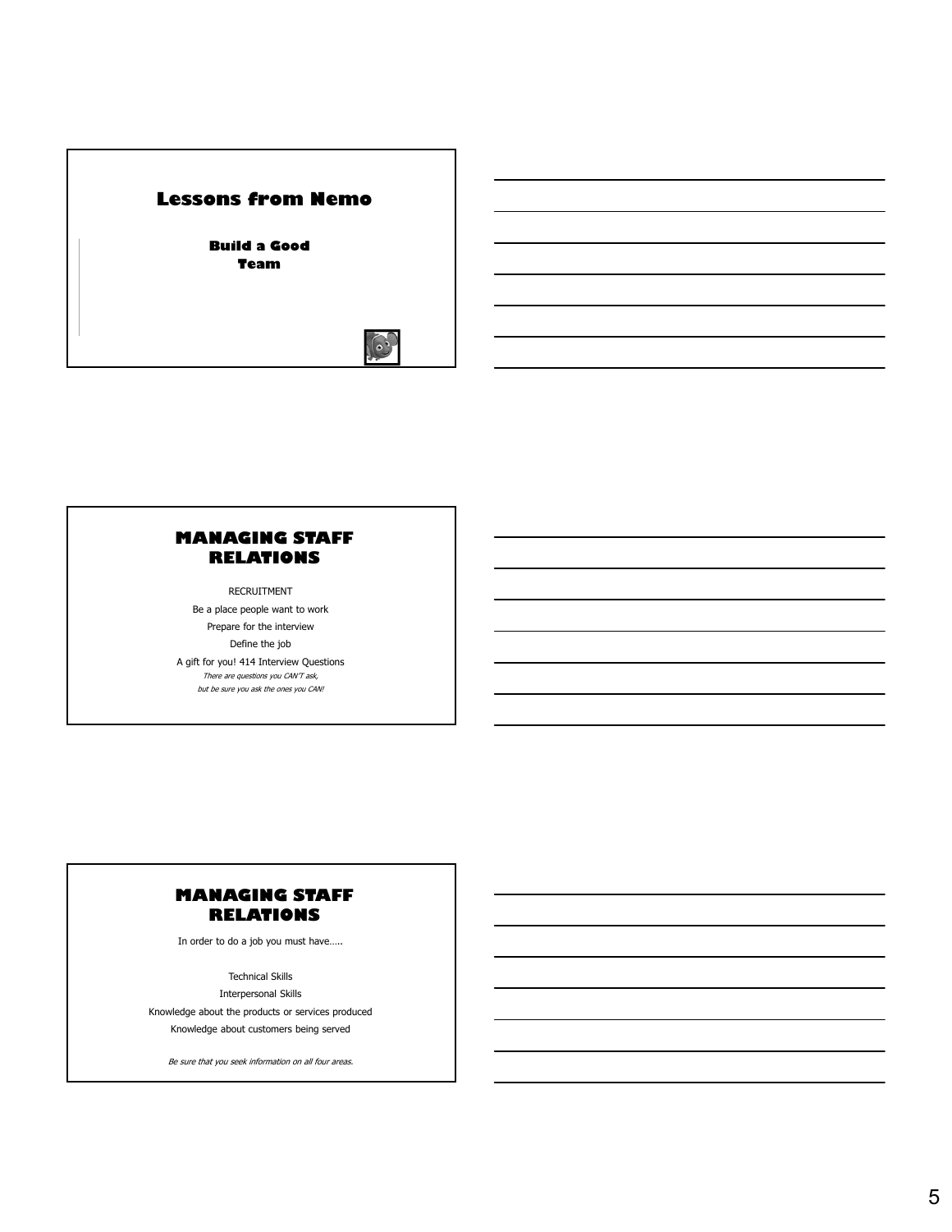## Lessons from Nemo

### Build a Good Team

---

## MANAGING STAFF RELATIONS

RECRUITMENT

Be a place people want to work

Prepare for the interview

Define the job

A gift for you! 414 Interview Questions

*There are questions you CAN'T ask,*
*but be sure you ask the ones you CAN!*

---

## MANAGING STAFF RELATIONS

In order to do a job you must have…..

Technical Skills

Interpersonal Skills

Knowledge about the products or services produced

Knowledge about customers being served

*Be sure that you seek information on all four areas.*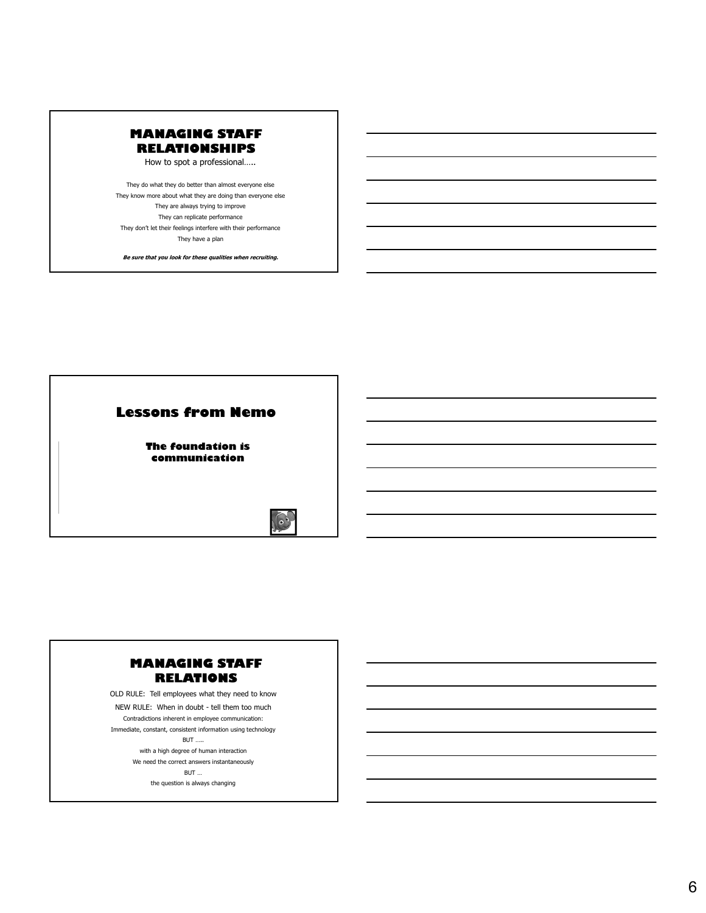## MANAGING STAFF RELATIONSHIPS

How to spot a professional…..

They do what they do better than almost everyone else

They know more about what they are doing than everyone else

They are always trying to improve

They can replicate performance

They don't let their feelings interfere with their performance

They have a plan

***Be sure that you look for these qualities when recruiting.***

## Lessons from Nemo

**The foundation is communication**

## MANAGING STAFF RELATIONS

OLD RULE: Tell employees what they need to know

NEW RULE: When in doubt - tell them too much

Contradictions inherent in employee communication:

Immediate, constant, consistent information using technology

BUT …..

with a high degree of human interaction

We need the correct answers instantaneously

BUT …

the question is always changing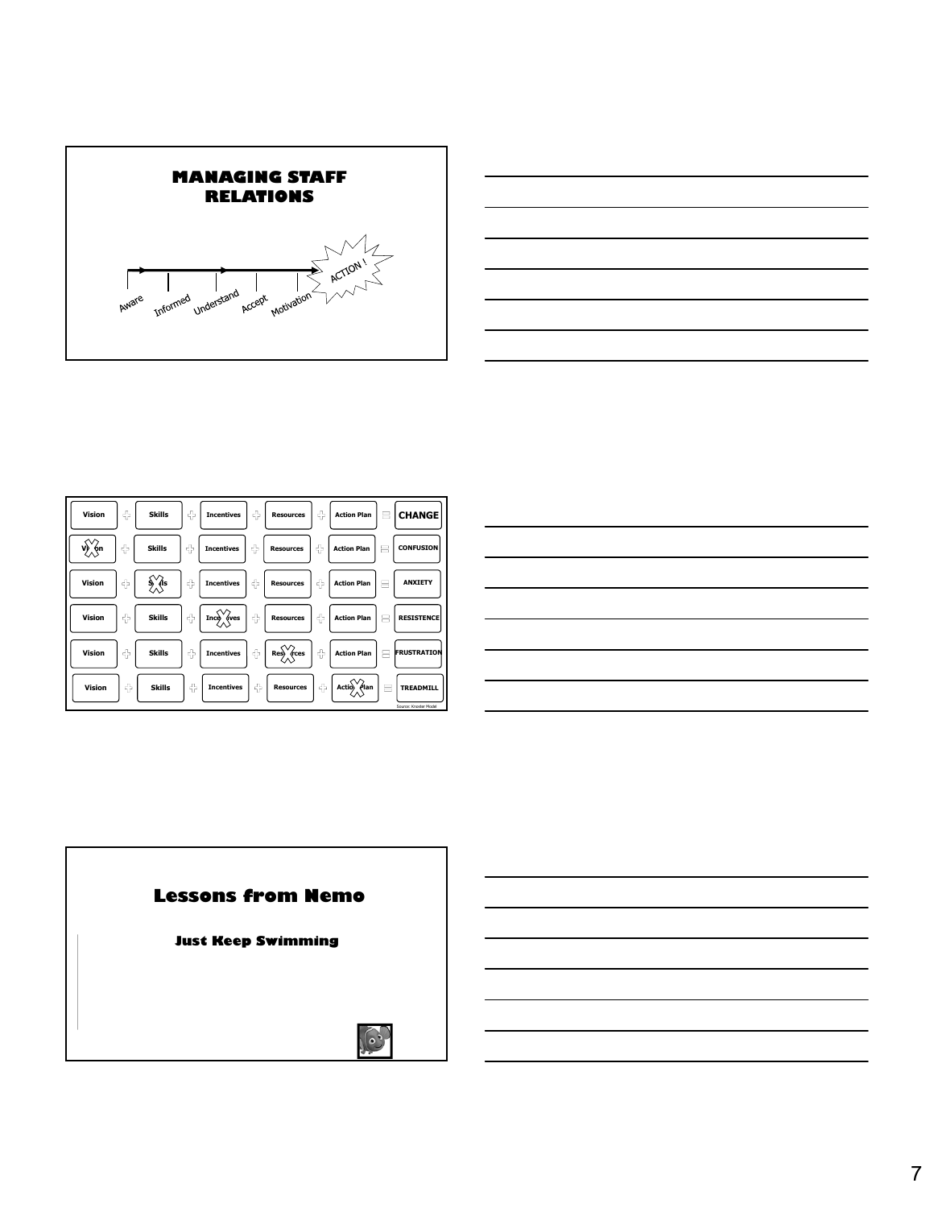## MANAGING STAFF RELATIONS

Aware → Informed → Understand → Accept → Motivation → ACTION !

| | | | | | | | | | | |
|---|---|---|---|---|---|---|---|---|---|---|
| Vision | + | Skills | + | Incentives | + | Resources | + | Action Plan | = | CHANGE |
| ~~Vision~~ | + | Skills | + | Incentives | + | Resources | + | Action Plan | = | CONFUSION |
| Vision | + | ~~Skills~~ | + | Incentives | + | Resources | + | Action Plan | = | ANXIETY |
| Vision | + | Skills | + | ~~Incentives~~ | + | Resources | + | Action Plan | = | RESISTENCE |
| Vision | + | Skills | + | Incentives | + | ~~Resources~~ | + | Action Plan | = | FRUSTRATION |
| Vision | + | Skills | + | Incentives | + | Resources | + | ~~Action Plan~~ | = | TREADMILL |

Source: Knoster Model

## Lessons from Nemo

### Just Keep Swimming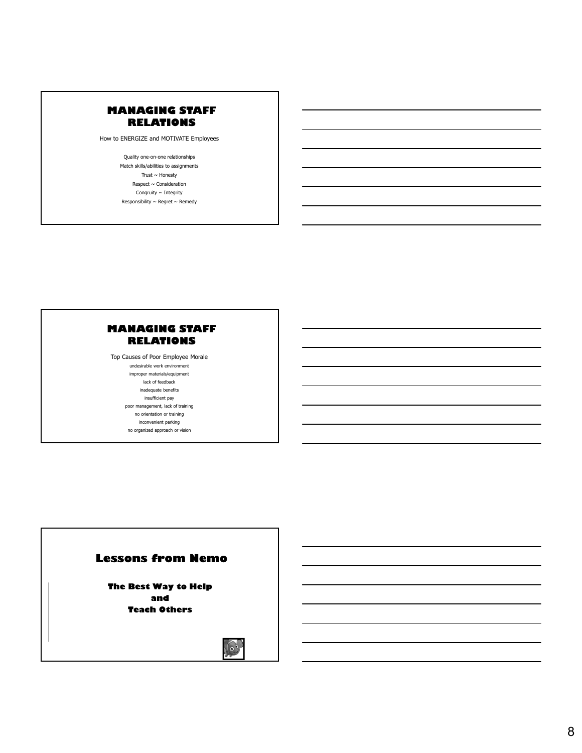## MANAGING STAFF RELATIONS

How to ENERGIZE and MOTIVATE Employees

Quality one-on-one relationships
Match skills/abilities to assignments
Trust ~ Honesty
Respect ~ Consideration
Congruity ~ Integrity
Responsibility ~ Regret ~ Remedy

## MANAGING STAFF RELATIONS

Top Causes of Poor Employee Morale

undesirable work environment
improper materials/equipment
lack of feedback
inadequate benefits
insufficient pay
poor management, lack of training
no orientation or training
inconvenient parking
no organized approach or vision

## Lessons from Nemo

**The Best Way to Help and Teach Others**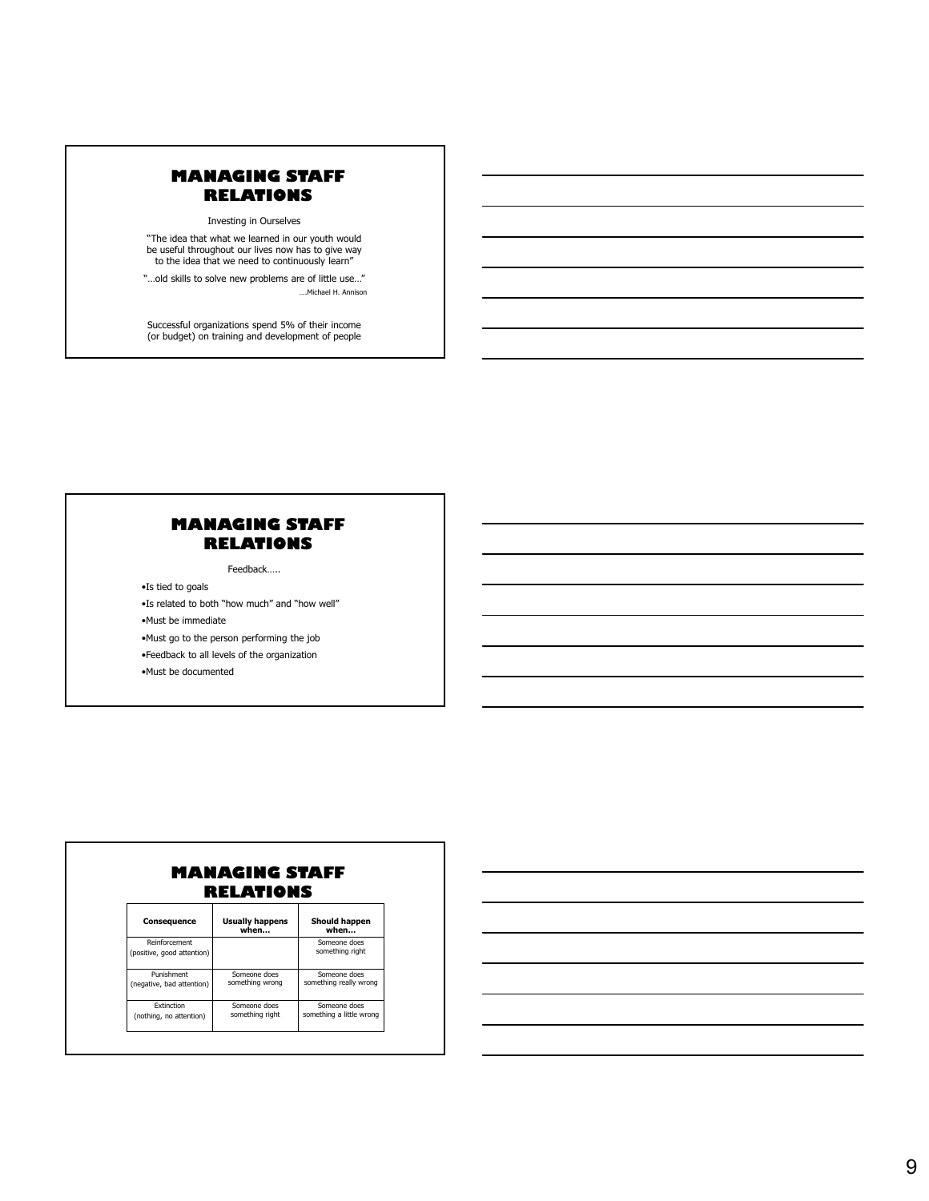## MANAGING STAFF RELATIONS

Investing in Ourselves

"The idea that what we learned in our youth would be useful throughout our lives now has to give way to the idea that we need to continuously learn"

"…old skills to solve new problems are of little use…"

….Michael H. Annison

Successful organizations spend 5% of their income (or budget) on training and development of people

## MANAGING STAFF RELATIONS

Feedback…..

- Is tied to goals
- Is related to both "how much" and "how well"
- Must be immediate
- Must go to the person performing the job
- Feedback to all levels of the organization
- Must be documented

## MANAGING STAFF RELATIONS

| Consequence | Usually happens when… | Should happen when… |
|---|---|---|
| Reinforcement (positive, good attention) | | Someone does something right |
| Punishment (negative, bad attention) | Someone does something wrong | Someone does something really wrong |
| Extinction (nothing, no attention) | Someone does something right | Someone does something a little wrong |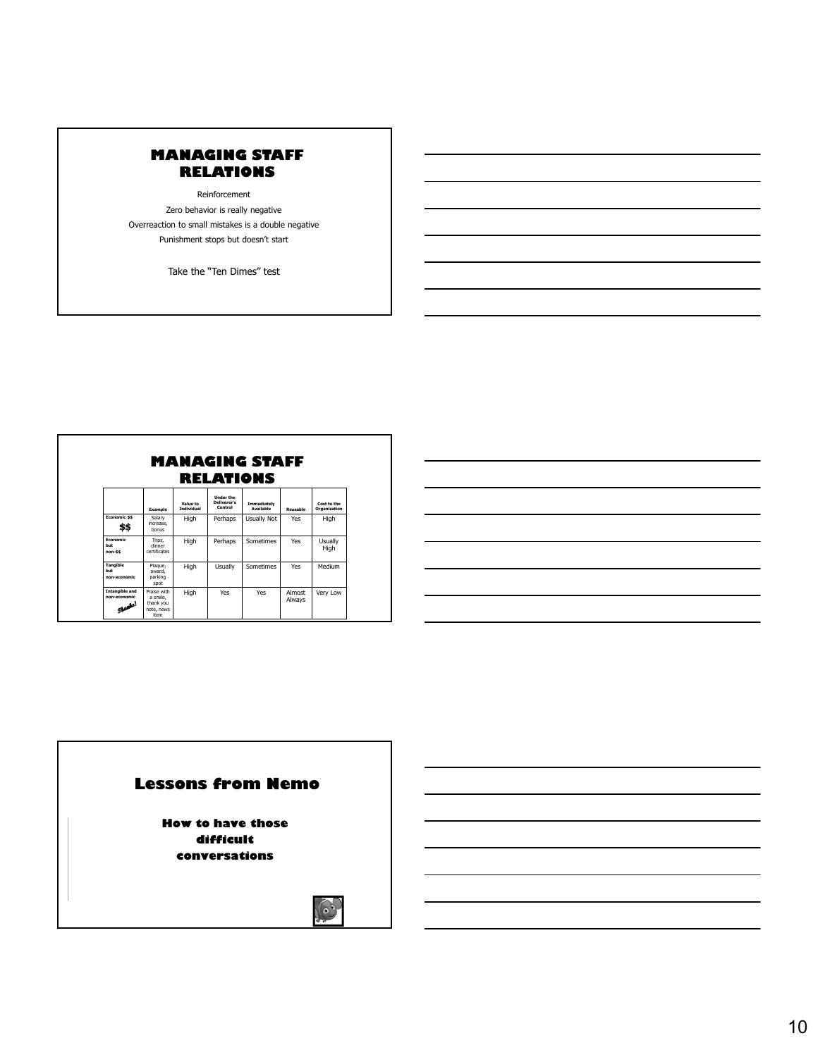## MANAGING STAFF RELATIONS

Reinforcement

Zero behavior is really negative

Overreaction to small mistakes is a double negative

Punishment stops but doesn't start

Take the "Ten Dimes" test

## MANAGING STAFF RELATIONS

| | Example | Value to Individual | Under the Deliverer's Control | Immediately Available | Reusable | Cost to the Organization |
|---|---|---|---|---|---|---|
| Economic $$ **$$** | Salary increase, bonus | High | Perhaps | Usually Not | Yes | High |
| Economic but non-$$ | Trips, dinner certificates | High | Perhaps | Sometimes | Yes | Usually High |
| Tangible but non-economic | Plaque, award, parking spot | High | Usually | Sometimes | Yes | Medium |
| Intangible and non-economic *Thanks!* | Praise with a smile, thank you note, news item | High | Yes | Yes | Almost Always | Very Low |

## Lessons from Nemo

**How to have those difficult conversations**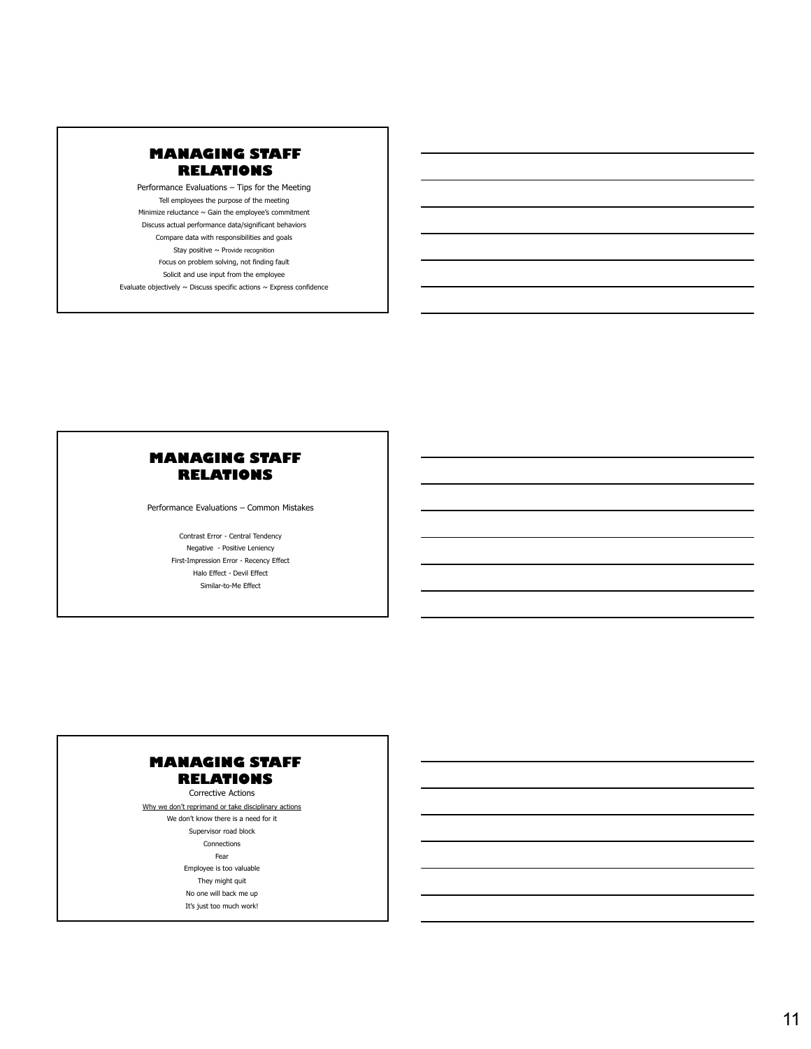## MANAGING STAFF RELATIONS

Performance Evaluations – Tips for the Meeting

Tell employees the purpose of the meeting

Minimize reluctance ~ Gain the employee's commitment

Discuss actual performance data/significant behaviors

Compare data with responsibilities and goals

Stay positive ~ Provide recognition

Focus on problem solving, not finding fault

Solicit and use input from the employee

Evaluate objectively ~ Discuss specific actions ~ Express confidence

## MANAGING STAFF RELATIONS

Performance Evaluations – Common Mistakes

Contrast Error - Central Tendency

Negative - Positive Leniency

First-Impression Error - Recency Effect

Halo Effect - Devil Effect

Similar-to-Me Effect

## MANAGING STAFF RELATIONS

Corrective Actions

<u>Why we don't reprimand or take disciplinary actions</u>

We don't know there is a need for it

Supervisor road block

Connections

Fear

Employee is too valuable

They might quit

No one will back me up

It's just too much work!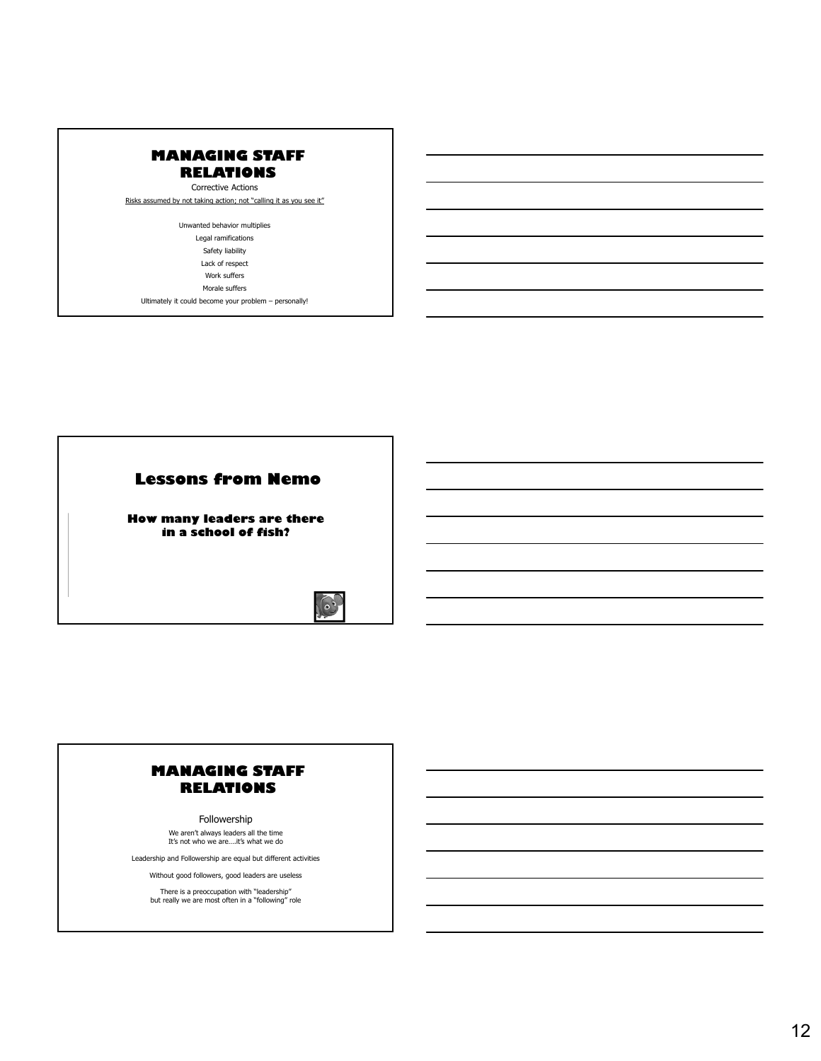## MANAGING STAFF RELATIONS

Corrective Actions

Risks assumed by not taking action; not "calling it as you see it"

Unwanted behavior multiplies

Legal ramifications

Safety liability

Lack of respect

Work suffers

Morale suffers

Ultimately it could become your problem – personally!

## Lessons from Nemo

**How many leaders are there in a school of fish?**

## MANAGING STAFF RELATIONS

Followership

We aren't always leaders all the time
It's not who we are….it's what we do

Leadership and Followership are equal but different activities

Without good followers, good leaders are useless

There is a preoccupation with "leadership"
but really we are most often in a "following" role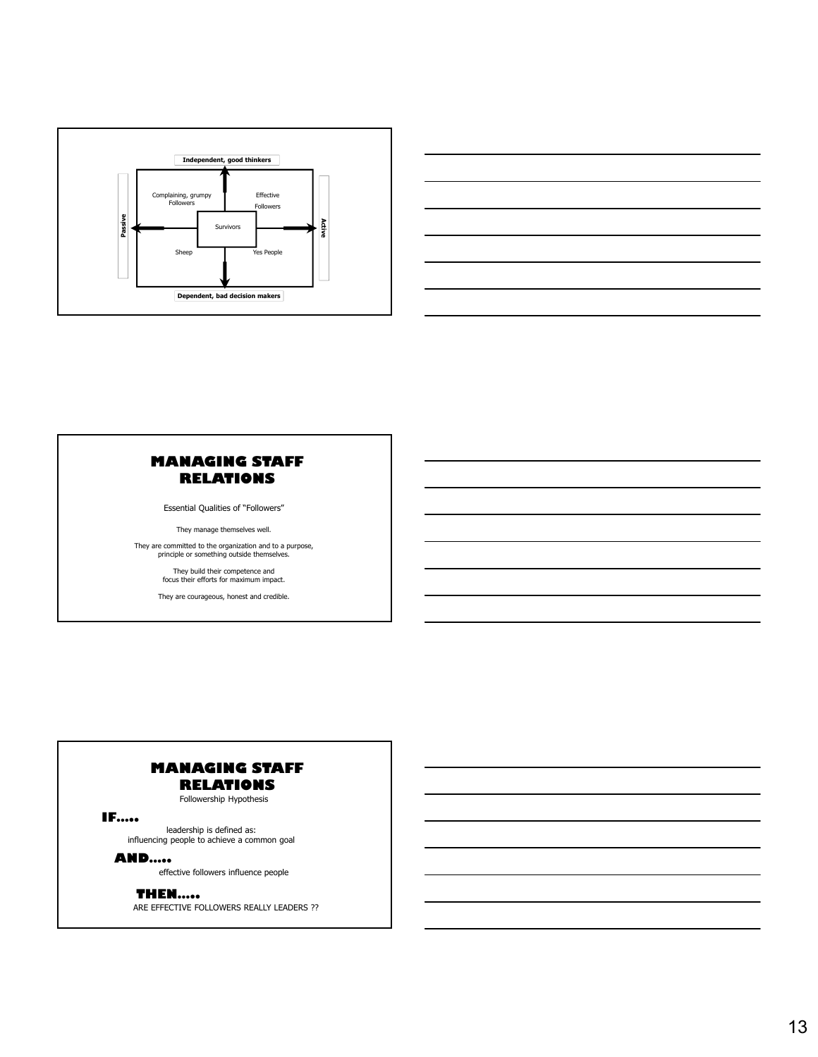**Independent, good thinkers**

| | |
|---|---|
| Complaining, grumpy Followers | Effective Followers |
| Survivors | |
| Sheep | Yes People |

**Passive** ← → **Active**

**Dependent, bad decision makers**

## MANAGING STAFF RELATIONS

Essential Qualities of "Followers"

They manage themselves well.

They are committed to the organization and to a purpose, principle or something outside themselves.

They build their competence and focus their efforts for maximum impact.

They are courageous, honest and credible.

## MANAGING STAFF RELATIONS

Followership Hypothesis

**IF.....**

leadership is defined as: influencing people to achieve a common goal

**AND.....**

effective followers influence people

**THEN.....**

ARE EFFECTIVE FOLLOWERS REALLY LEADERS ??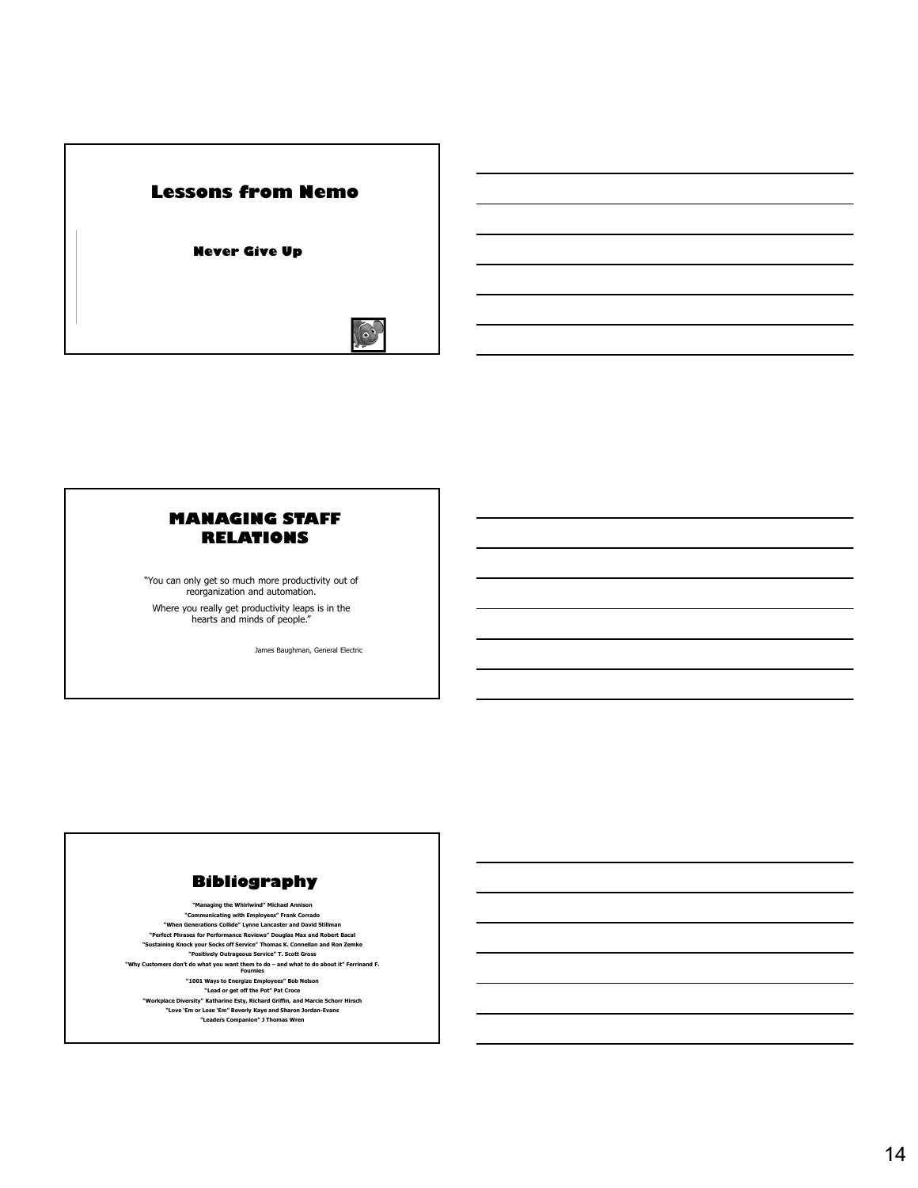## Lessons from Nemo

**Never Give Up**

## MANAGING STAFF RELATIONS

"You can only get so much more productivity out of reorganization and automation.

Where you really get productivity leaps is in the hearts and minds of people."

James Baughman, General Electric

## Bibliography

**"Managing the Whirlwind" Michael Annison**

**"Communicating with Employees" Frank Corrado**

**"When Generations Collide" Lynne Lancaster and David Stillman**

**"Perfect Phrases for Performance Reviews" Douglas Max and Robert Bacal**

**"Sustaining Knock your Socks off Service" Thomas K. Connellan and Ron Zemke**

**"Positively Outrageous Service" T. Scott Gross**

**"Why Customers don't do what you want them to do – and what to do about it" Ferrinand F. Fournies**

**"1001 Ways to Energize Employees" Bob Nelson**

**"Lead or get off the Pot" Pat Croce**

**"Workplace Diversity" Katharine Esty, Richard Griffin, and Marcie Schorr Hirsch**

**"Love 'Em or Lose 'Em" Beverly Kaye and Sharon Jordan-Evans**

**"Leaders Companion" J Thomas Wren**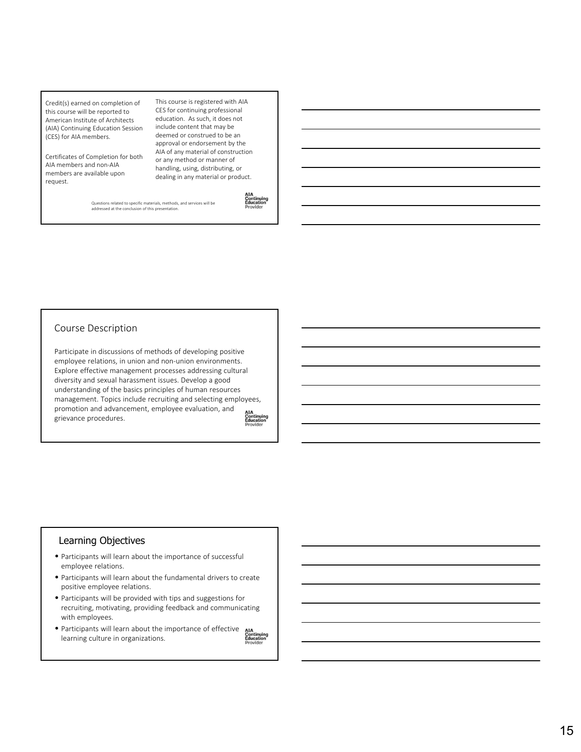Credit(s) earned on completion of this course will be reported to American Institute of Architects (AIA) Continuing Education Session (CES) for AIA members.

Certificates of Completion for both AIA members and non-AIA members are available upon request.

This course is registered with AIA CES for continuing professional education. As such, it does not include content that may be deemed or construed to be an approval or endorsement by the AIA of any material of construction or any method or manner of handling, using, distributing, or dealing in any material or product.

Questions related to specific materials, methods, and services will be addressed at the conclusion of this presentation.

AIA Continuing Education Provider

## Course Description

Participate in discussions of methods of developing positive employee relations, in union and non-union environments. Explore effective management processes addressing cultural diversity and sexual harassment issues. Develop a good understanding of the basics principles of human resources management. Topics include recruiting and selecting employees, promotion and advancement, employee evaluation, and grievance procedures.

AIA Continuing Education Provider

## Learning Objectives

- Participants will learn about the importance of successful employee relations.
- Participants will learn about the fundamental drivers to create positive employee relations.
- Participants will be provided with tips and suggestions for recruiting, motivating, providing feedback and communicating with employees.
- Participants will learn about the importance of effective learning culture in organizations.

AIA Continuing Education Provider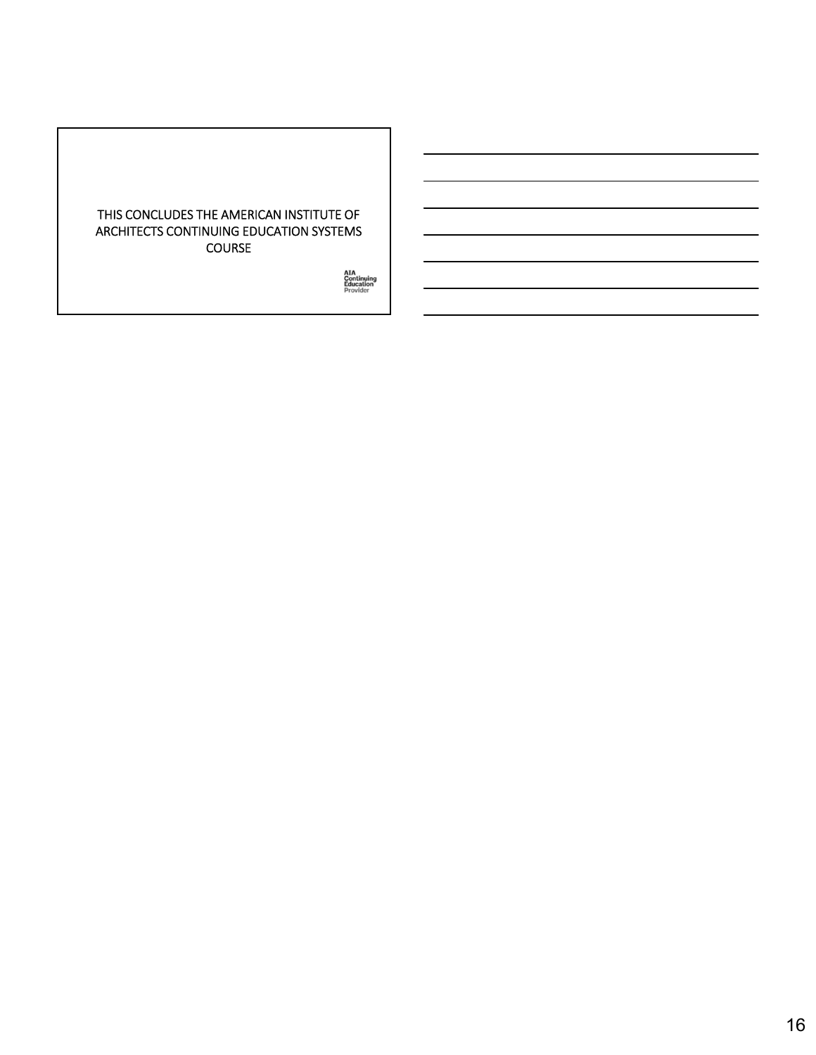THIS CONCLUDES THE AMERICAN INSTITUTE OF ARCHITECTS CONTINUING EDUCATION SYSTEMS COURSE

AIA
Continuing
Education
Provider